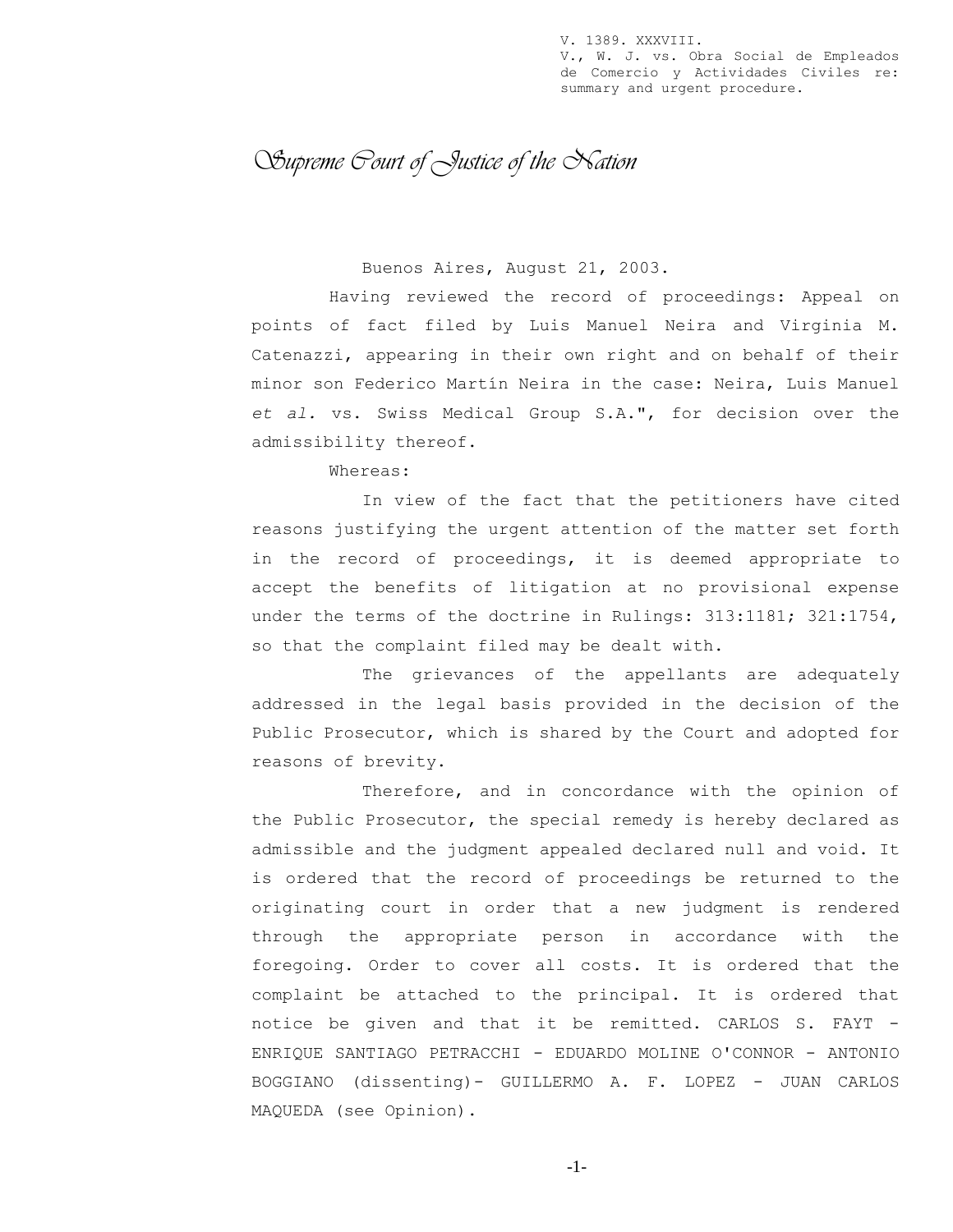V. 1389. XXXVIII.
V., W. J. vs. Obra Social de Empleados de Comercio y Actividades Civiles re: summary and urgent procedure.

# *Supreme Court of Justice of the Nation*

Buenos Aires, August 21, 2003.

Having reviewed the record of proceedings: Appeal on points of fact filed by Luis Manuel Neira and Virginia M. Catenazzi, appearing in their own right and on behalf of their minor son Federico Martín Neira in the case: Neira, Luis Manuel *et al.* vs. Swiss Medical Group S.A.", for decision over the admissibility thereof.

Whereas:

In view of the fact that the petitioners have cited reasons justifying the urgent attention of the matter set forth in the record of proceedings, it is deemed appropriate to accept the benefits of litigation at no provisional expense under the terms of the doctrine in Rulings: 313:1181; 321:1754, so that the complaint filed may be dealt with.

The grievances of the appellants are adequately addressed in the legal basis provided in the decision of the Public Prosecutor, which is shared by the Court and adopted for reasons of brevity.

Therefore, and in concordance with the opinion of the Public Prosecutor, the special remedy is hereby declared as admissible and the judgment appealed declared null and void. It is ordered that the record of proceedings be returned to the originating court in order that a new judgment is rendered through the appropriate person in accordance with the foregoing. Order to cover all costs. It is ordered that the complaint be attached to the principal. It is ordered that notice be given and that it be remitted. CARLOS S. FAYT - ENRIQUE SANTIAGO PETRACCHI - EDUARDO MOLINE O'CONNOR - ANTONIO BOGGIANO (dissenting)- GUILLERMO A. F. LOPEZ - JUAN CARLOS MAQUEDA (see Opinion).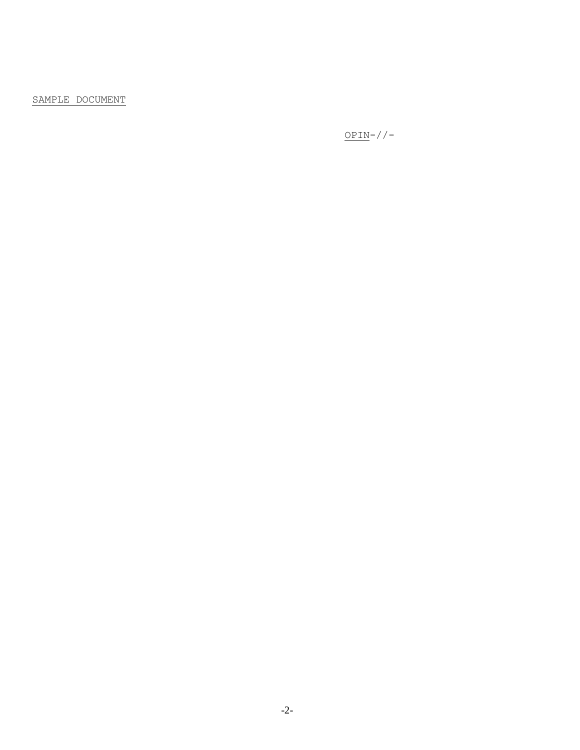SAMPLE DOCUMENT

OPIN-//-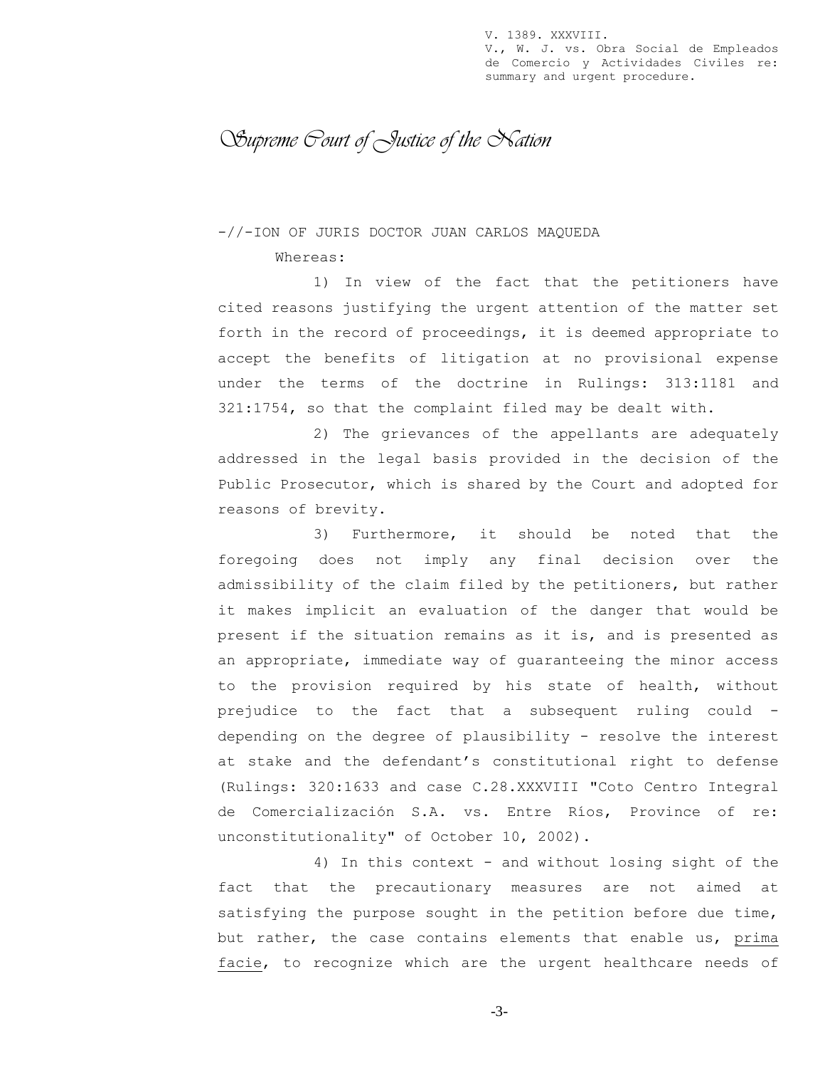-//-ION OF JURIS DOCTOR JUAN CARLOS MAQUEDA

Whereas:

1) In view of the fact that the petitioners have cited reasons justifying the urgent attention of the matter set forth in the record of proceedings, it is deemed appropriate to accept the benefits of litigation at no provisional expense under the terms of the doctrine in Rulings: 313:1181 and 321:1754, so that the complaint filed may be dealt with.

2) The grievances of the appellants are adequately addressed in the legal basis provided in the decision of the Public Prosecutor, which is shared by the Court and adopted for reasons of brevity.

3) Furthermore, it should be noted that the foregoing does not imply any final decision over the admissibility of the claim filed by the petitioners, but rather it makes implicit an evaluation of the danger that would be present if the situation remains as it is, and is presented as an appropriate, immediate way of guaranteeing the minor access to the provision required by his state of health, without prejudice to the fact that a subsequent ruling could - depending on the degree of plausibility - resolve the interest at stake and the defendant's constitutional right to defense (Rulings: 320:1633 and case C.28.XXXVIII "Coto Centro Integral de Comercialización S.A. vs. Entre Ríos, Province of re: unconstitutionality" of October 10, 2002).

4) In this context - and without losing sight of the fact that the precautionary measures are not aimed at satisfying the purpose sought in the petition before due time, but rather, the case contains elements that enable us, _prima facie_, to recognize which are the urgent healthcare needs of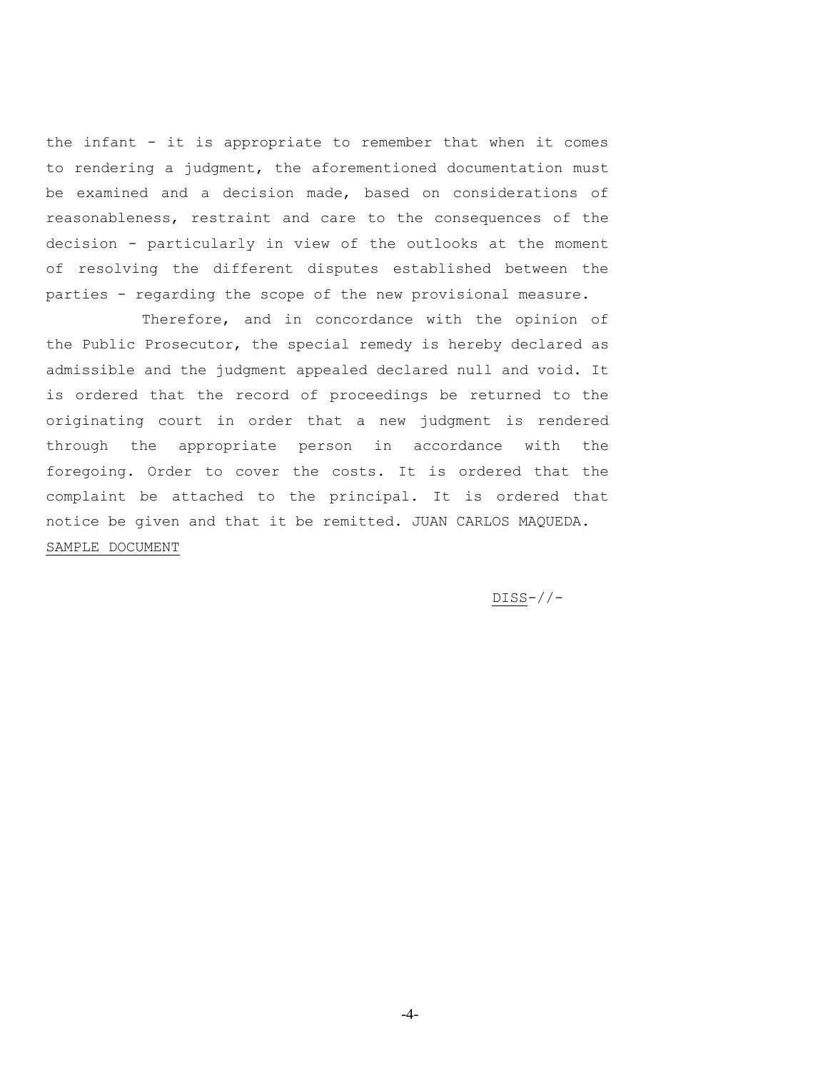the infant - it is appropriate to remember that when it comes to rendering a judgment, the aforementioned documentation must be examined and a decision made, based on considerations of reasonableness, restraint and care to the consequences of the decision - particularly in view of the outlooks at the moment of resolving the different disputes established between the parties - regarding the scope of the new provisional measure.

Therefore, and in concordance with the opinion of the Public Prosecutor, the special remedy is hereby declared as admissible and the judgment appealed declared null and void. It is ordered that the record of proceedings be returned to the originating court in order that a new judgment is rendered through the appropriate person in accordance with the foregoing. Order to cover the costs. It is ordered that the complaint be attached to the principal. It is ordered that notice be given and that it be remitted. JUAN CARLOS MAQUEDA. SAMPLE DOCUMENT

DISS-//-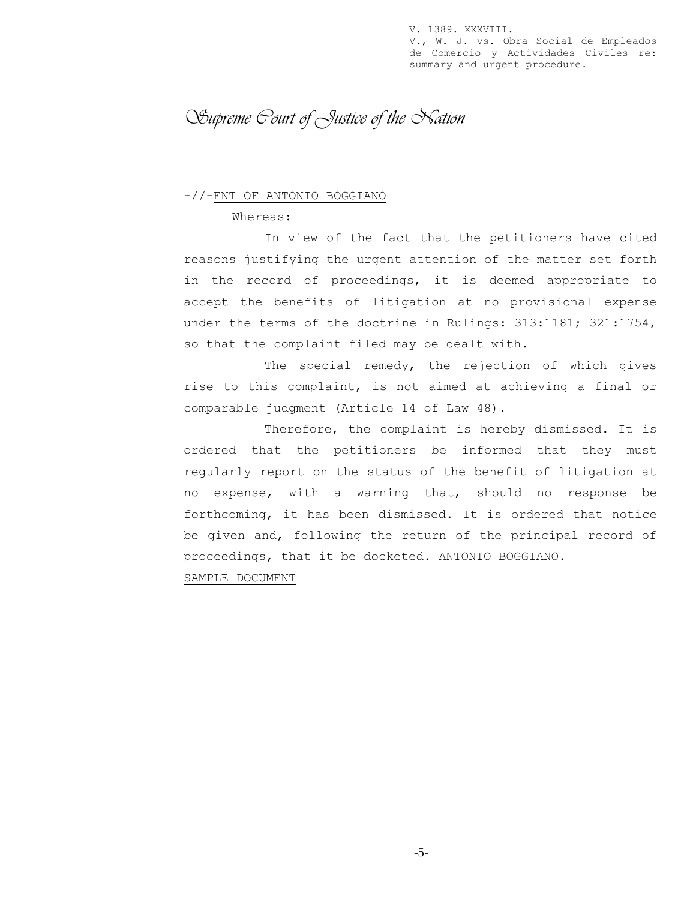-//-ENT OF ANTONIO BOGGIANO

Whereas:

In view of the fact that the petitioners have cited reasons justifying the urgent attention of the matter set forth in the record of proceedings, it is deemed appropriate to accept the benefits of litigation at no provisional expense under the terms of the doctrine in Rulings: 313:1181; 321:1754, so that the complaint filed may be dealt with.

The special remedy, the rejection of which gives rise to this complaint, is not aimed at achieving a final or comparable judgment (Article 14 of Law 48).

Therefore, the complaint is hereby dismissed. It is ordered that the petitioners be informed that they must regularly report on the status of the benefit of litigation at no expense, with a warning that, should no response be forthcoming, it has been dismissed. It is ordered that notice be given and, following the return of the principal record of proceedings, that it be docketed. ANTONIO BOGGIANO.

SAMPLE DOCUMENT